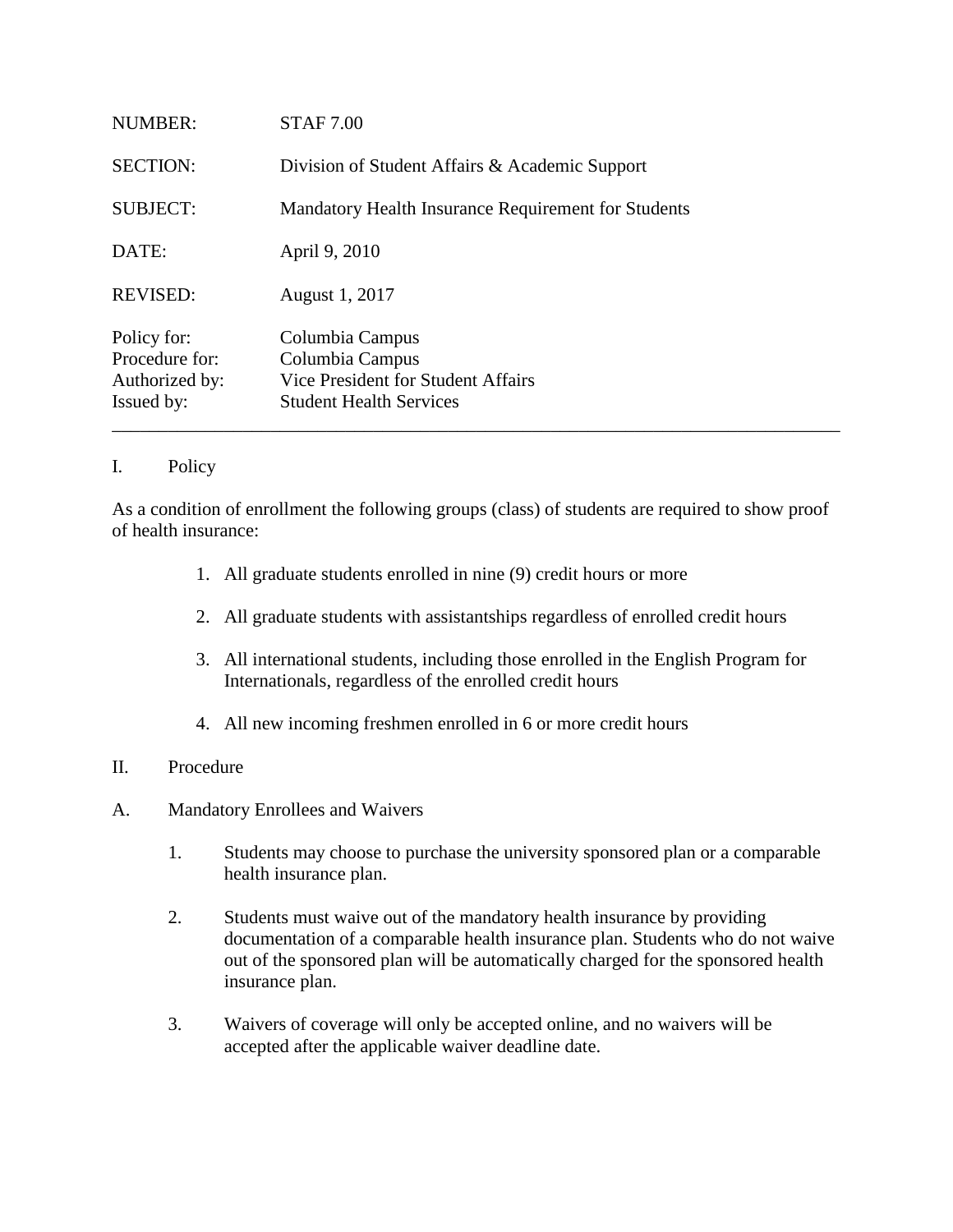| | |
|---|---|
| NUMBER: | STAF 7.00 |
| SECTION: | Division of Student Affairs & Academic Support |
| SUBJECT: | Mandatory Health Insurance Requirement for Students |
| DATE: | April 9, 2010 |
| REVISED: | August 1, 2017 |
| Policy for: | Columbia Campus |
| Procedure for: | Columbia Campus |
| Authorized by: | Vice President for Student Affairs |
| Issued by: | Student Health Services |

---

## I. Policy

As a condition of enrollment the following groups (class) of students are required to show proof of health insurance:

1. All graduate students enrolled in nine (9) credit hours or more
2. All graduate students with assistantships regardless of enrolled credit hours
3. All international students, including those enrolled in the English Program for Internationals, regardless of the enrolled credit hours
4. All new incoming freshmen enrolled in 6 or more credit hours

## II. Procedure

### A. Mandatory Enrollees and Waivers

1. Students may choose to purchase the university sponsored plan or a comparable health insurance plan.
2. Students must waive out of the mandatory health insurance by providing documentation of a comparable health insurance plan. Students who do not waive out of the sponsored plan will be automatically charged for the sponsored health insurance plan.
3. Waivers of coverage will only be accepted online, and no waivers will be accepted after the applicable waiver deadline date.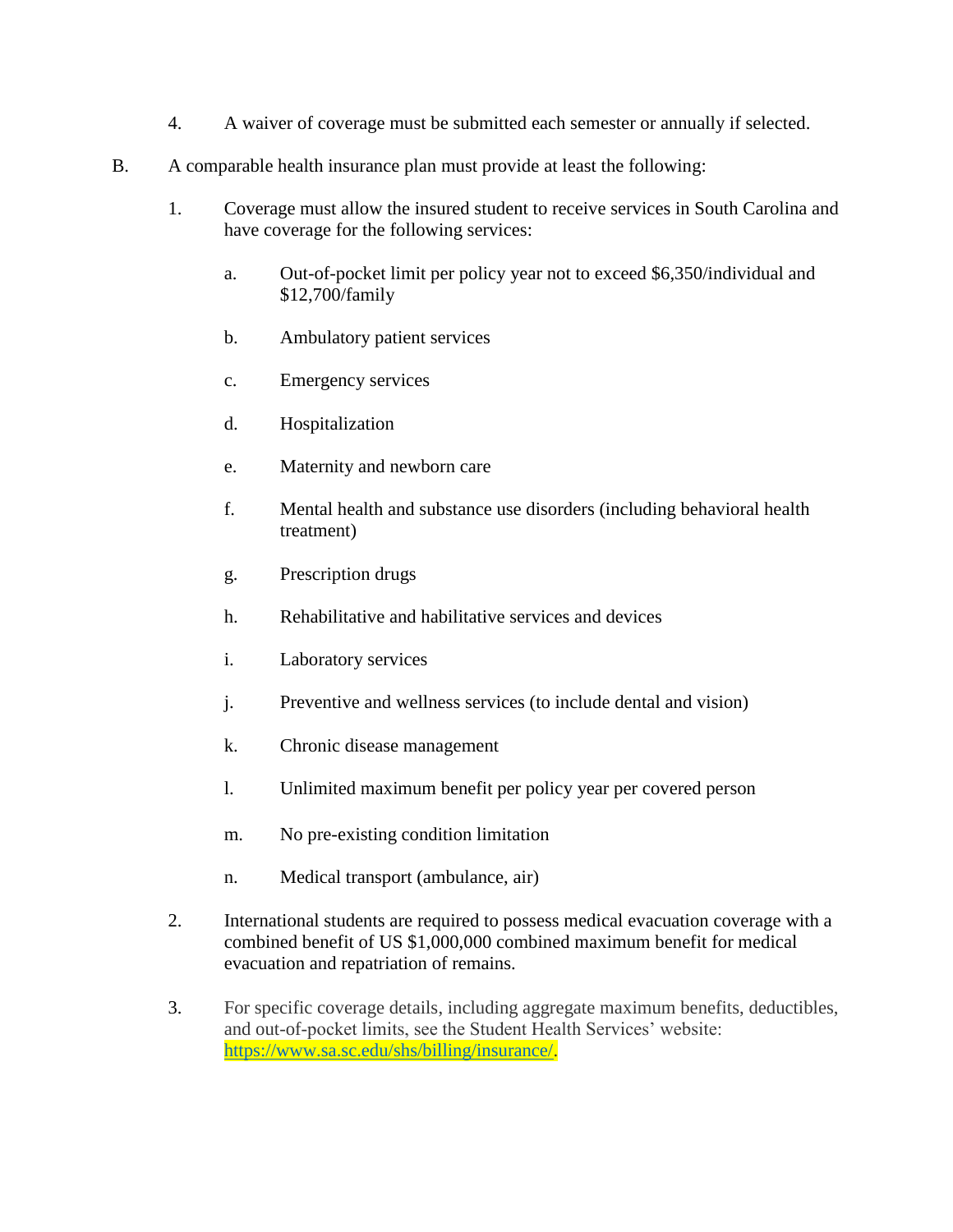4. A waiver of coverage must be submitted each semester or annually if selected.

B. A comparable health insurance plan must provide at least the following:

1. Coverage must allow the insured student to receive services in South Carolina and have coverage for the following services:

   a. Out-of-pocket limit per policy year not to exceed $6,350/individual and $12,700/family

   b. Ambulatory patient services

   c. Emergency services

   d. Hospitalization

   e. Maternity and newborn care

   f. Mental health and substance use disorders (including behavioral health treatment)

   g. Prescription drugs

   h. Rehabilitative and habilitative services and devices

   i. Laboratory services

   j. Preventive and wellness services (to include dental and vision)

   k. Chronic disease management

   l. Unlimited maximum benefit per policy year per covered person

   m. No pre-existing condition limitation

   n. Medical transport (ambulance, air)

2. International students are required to possess medical evacuation coverage with a combined benefit of US $1,000,000 combined maximum benefit for medical evacuation and repatriation of remains.

3. For specific coverage details, including aggregate maximum benefits, deductibles, and out-of-pocket limits, see the Student Health Services' website: https://www.sa.sc.edu/shs/billing/insurance/.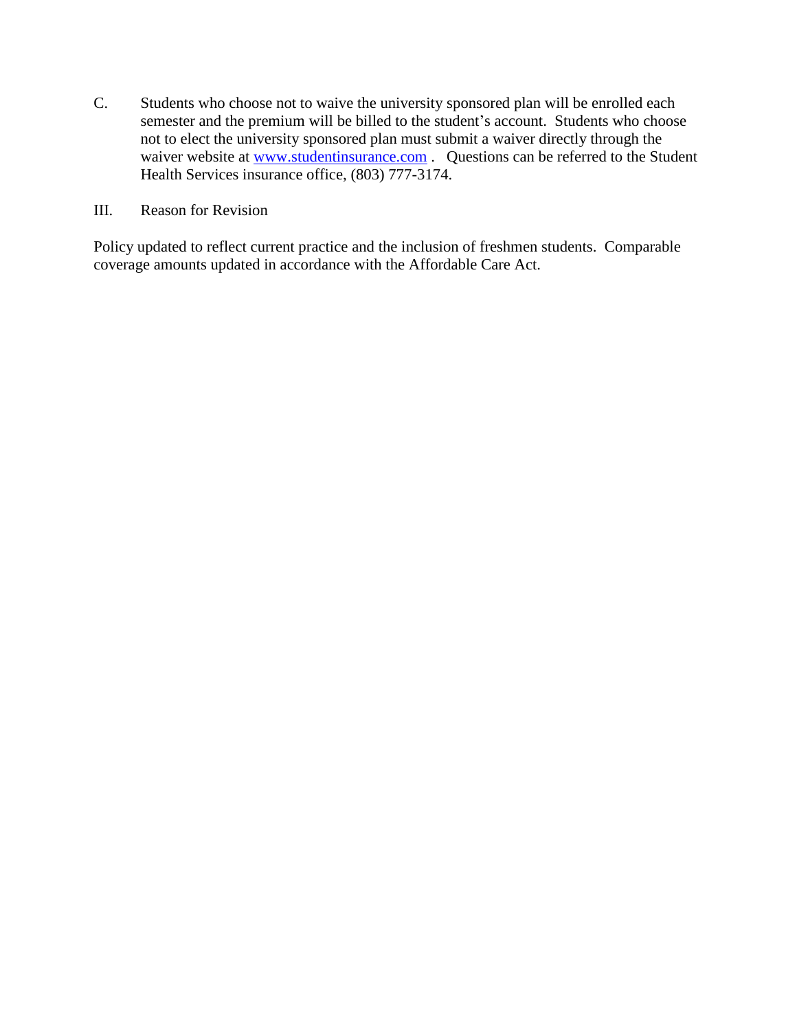C. Students who choose not to waive the university sponsored plan will be enrolled each semester and the premium will be billed to the student's account. Students who choose not to elect the university sponsored plan must submit a waiver directly through the waiver website at [www.studentinsurance.com](http://www.studentinsurance.com) . Questions can be referred to the Student Health Services insurance office, (803) 777-3174.

## III. Reason for Revision

Policy updated to reflect current practice and the inclusion of freshmen students. Comparable coverage amounts updated in accordance with the Affordable Care Act.